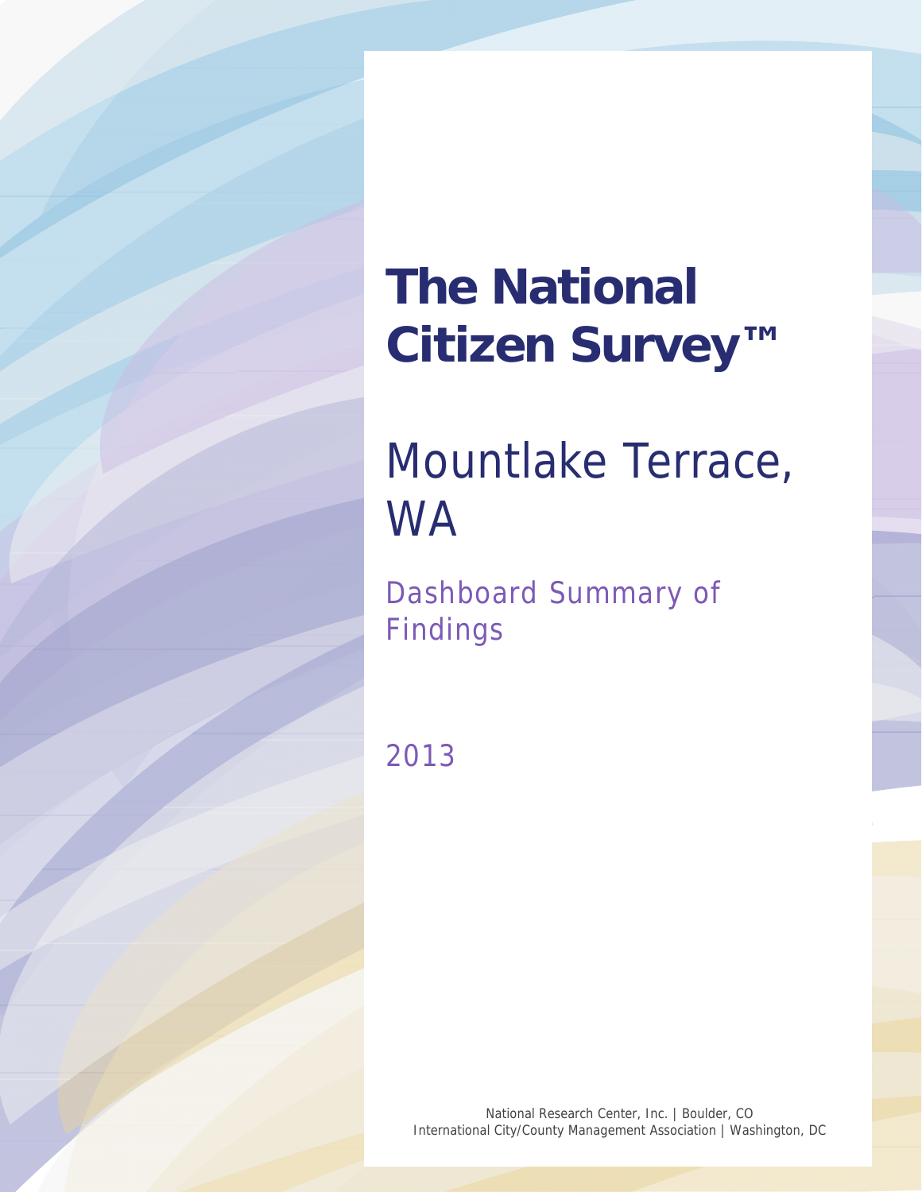# The National Citizen Survey™

## Mountlake Terrace, WA

### Dashboard Summary of Findings

2013

National Research Center, Inc. | Boulder, CO
International City/County Management Association | Washington, DC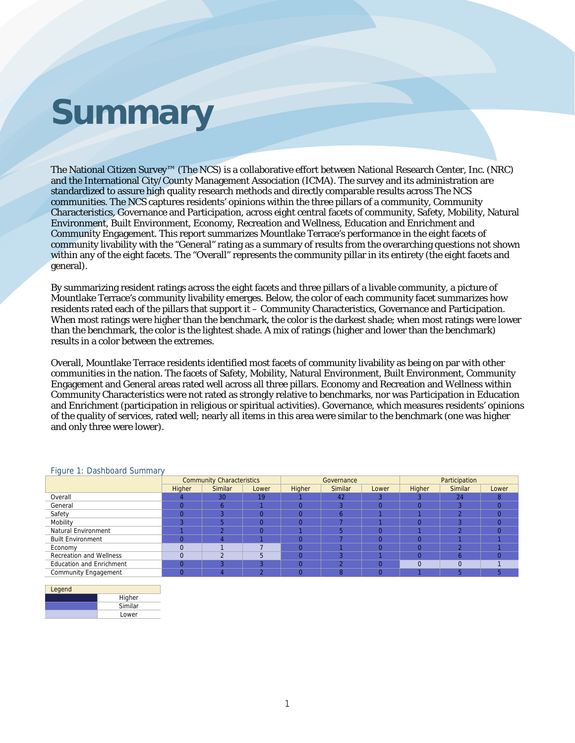# Summary

The National Citizen Survey™ (The NCS) is a collaborative effort between National Research Center, Inc. (NRC) and the International City/County Management Association (ICMA). The survey and its administration are standardized to assure high quality research methods and directly comparable results across The NCS communities. The NCS captures residents' opinions within the three pillars of a community, Community Characteristics, Governance and Participation, across eight central facets of community, Safety, Mobility, Natural Environment, Built Environment, Economy, Recreation and Wellness, Education and Enrichment and Community Engagement. This report summarizes Mountlake Terrace's performance in the eight facets of community livability with the "General" rating as a summary of results from the overarching questions not shown within any of the eight facets. The "Overall" represents the community pillar in its entirety (the eight facets and general).

By summarizing resident ratings across the eight facets and three pillars of a livable community, a picture of Mountlake Terrace's community livability emerges. Below, the color of each community facet summarizes how residents rated each of the pillars that support it – Community Characteristics, Governance and Participation. When most ratings were higher than the benchmark, the color is the darkest shade; when most ratings were lower than the benchmark, the color is the lightest shade. A mix of ratings (higher and lower than the benchmark) results in a color between the extremes.

Overall, Mountlake Terrace residents identified most facets of community livability as being on par with other communities in the nation. The facets of Safety, Mobility, Natural Environment, Built Environment, Community Engagement and General areas rated well across all three pillars. Economy and Recreation and Wellness within Community Characteristics were not rated as strongly relative to benchmarks, nor was Participation in Education and Enrichment (participation in religious or spiritual activities). Governance, which measures residents' opinions of the quality of services, rated well; nearly all items in this area were similar to the benchmark (one was higher and only three were lower).

Figure 1: Dashboard Summary

| | Community Characteristics | | | Governance | | | Participation | | |
|---|---|---|---|---|---|---|---|---|---|
| | Higher | Similar | Lower | Higher | Similar | Lower | Higher | Similar | Lower |
| Overall | 4 | 30 | 19 | 1 | 42 | 3 | 3 | 24 | 8 |
| General | 0 | 6 | 1 | 0 | 3 | 0 | 0 | 3 | 0 |
| Safety | 0 | 3 | 0 | 0 | 6 | 1 | 1 | 2 | 0 |
| Mobility | 3 | 5 | 0 | 0 | 7 | 1 | 0 | 3 | 0 |
| Natural Environment | 1 | 2 | 0 | 1 | 5 | 0 | 1 | 2 | 0 |
| Built Environment | 0 | 4 | 1 | 0 | 7 | 0 | 0 | 1 | 1 |
| Economy | 0 | 1 | 7 | 0 | 1 | 0 | 0 | 2 | 1 |
| Recreation and Wellness | 0 | 2 | 5 | 0 | 3 | 1 | 0 | 6 | 0 |
| Education and Enrichment | 0 | 3 | 3 | 0 | 2 | 0 | 0 | 0 | 1 |
| Community Engagement | 0 | 4 | 2 | 0 | 8 | 0 | 1 | 5 | 5 |

| Legend | |
|---|---|
| | Higher |
| | Similar |
| | Lower |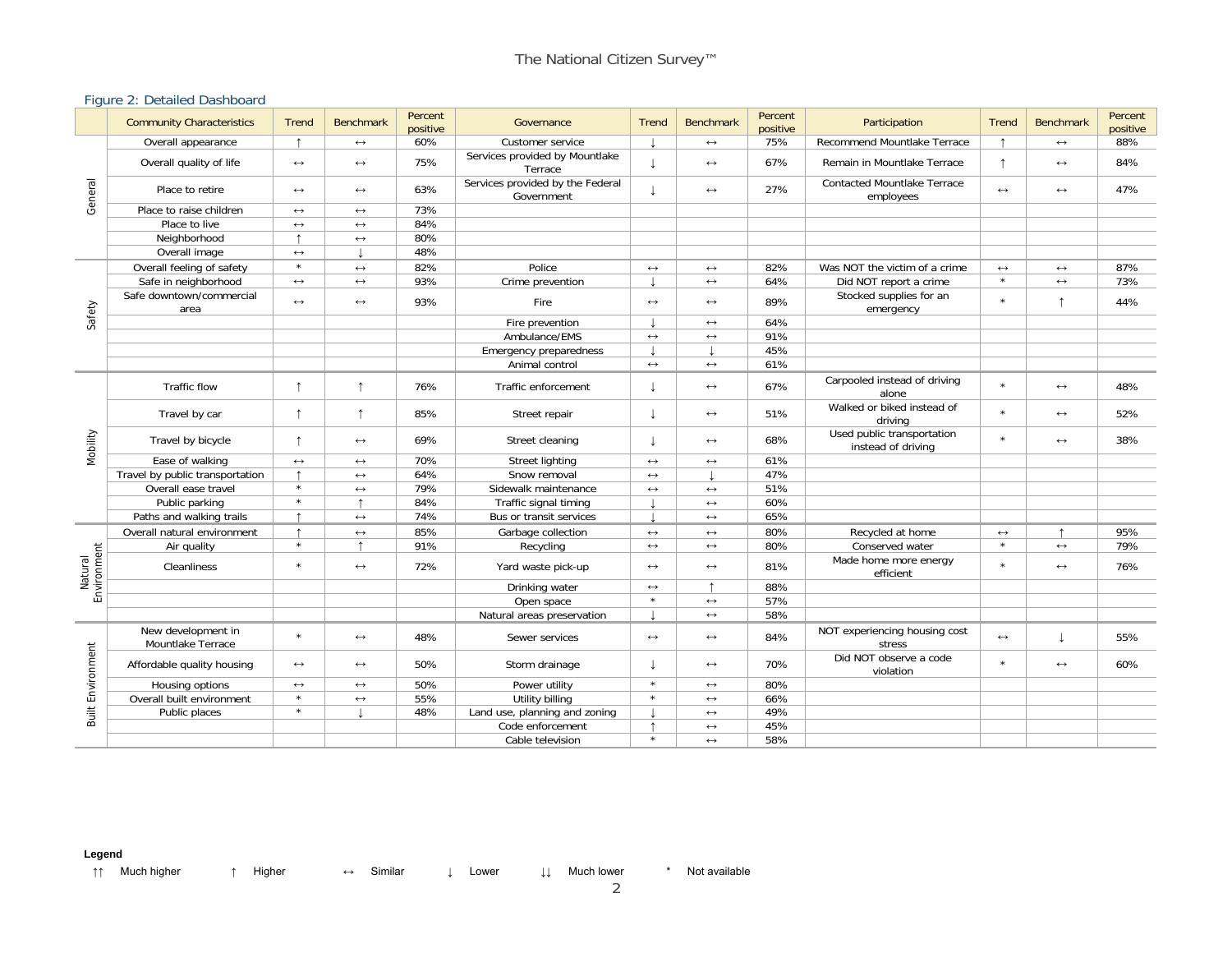## Figure 2: Detailed Dashboard

| | Community Characteristics | Trend | Benchmark | Percent positive | Governance | Trend | Benchmark | Percent positive | Participation | Trend | Benchmark | Percent positive |
|---|---|---|---|---|---|---|---|---|---|---|---|---|
| General | Overall appearance | ↑ | ↔ | 60% | Customer service | ↓ | ↔ | 75% | Recommend Mountlake Terrace | ↑ | ↔ | 88% |
| | Overall quality of life | ↔ | ↔ | 75% | Services provided by Mountlake Terrace | ↓ | ↔ | 67% | Remain in Mountlake Terrace | ↑ | ↔ | 84% |
| | Place to retire | ↔ | ↔ | 63% | Services provided by the Federal Government | ↓ | ↔ | 27% | Contacted Mountlake Terrace employees | ↔ | ↔ | 47% |
| | Place to raise children | ↔ | ↔ | 73% | | | | | | | | |
| | Place to live | ↔ | ↔ | 84% | | | | | | | | |
| | Neighborhood | ↑ | ↔ | 80% | | | | | | | | |
| | Overall image | ↔ | ↓ | 48% | | | | | | | | |
| Safety | Overall feeling of safety | * | ↔ | 82% | Police | ↔ | ↔ | 82% | Was NOT the victim of a crime | ↔ | ↔ | 87% |
| | Safe in neighborhood | ↔ | ↔ | 93% | Crime prevention | ↓ | ↔ | 64% | Did NOT report a crime | * | ↔ | 73% |
| | Safe downtown/commercial area | ↔ | ↔ | 93% | Fire | ↔ | ↔ | 89% | Stocked supplies for an emergency | * | ↑ | 44% |
| | | | | | Fire prevention | ↓ | ↔ | 64% | | | | |
| | | | | | Ambulance/EMS | ↔ | ↔ | 91% | | | | |
| | | | | | Emergency preparedness | ↓ | ↓ | 45% | | | | |
| | | | | | Animal control | ↔ | ↔ | 61% | | | | |
| Mobility | Traffic flow | ↑ | ↑ | 76% | Traffic enforcement | ↓ | ↔ | 67% | Carpooled instead of driving alone | * | ↔ | 48% |
| | Travel by car | ↑ | ↑ | 85% | Street repair | ↓ | ↔ | 51% | Walked or biked instead of driving | * | ↔ | 52% |
| | Travel by bicycle | ↑ | ↔ | 69% | Street cleaning | ↓ | ↔ | 68% | Used public transportation instead of driving | * | ↔ | 38% |
| | Ease of walking | ↔ | ↔ | 70% | Street lighting | ↔ | ↔ | 61% | | | | |
| | Travel by public transportation | ↑ | ↔ | 64% | Snow removal | ↔ | ↓ | 47% | | | | |
| | Overall ease travel | * | ↔ | 79% | Sidewalk maintenance | ↔ | ↔ | 51% | | | | |
| | Public parking | * | ↑ | 84% | Traffic signal timing | ↓ | ↔ | 60% | | | | |
| | Paths and walking trails | ↑ | ↔ | 74% | Bus or transit services | ↓ | ↔ | 65% | | | | |
| Natural Environment | Overall natural environment | ↑ | ↔ | 85% | Garbage collection | ↔ | ↔ | 80% | Recycled at home | ↔ | ↑ | 95% |
| | Air quality | * | ↑ | 91% | Recycling | ↔ | ↔ | 80% | Conserved water | * | ↔ | 79% |
| | Cleanliness | * | ↔ | 72% | Yard waste pick-up | ↔ | ↔ | 81% | Made home more energy efficient | * | ↔ | 76% |
| | | | | | Drinking water | ↔ | ↑ | 88% | | | | |
| | | | | | Open space | * | ↔ | 57% | | | | |
| | | | | | Natural areas preservation | ↓ | ↔ | 58% | | | | |
| Built Environment | New development in Mountlake Terrace | * | ↔ | 48% | Sewer services | ↔ | ↔ | 84% | NOT experiencing housing cost stress | ↔ | ↓ | 55% |
| | Affordable quality housing | ↔ | ↔ | 50% | Storm drainage | ↓ | ↔ | 70% | Did NOT observe a code violation | * | ↔ | 60% |
| | Housing options | ↔ | ↔ | 50% | Power utility | * | ↔ | 80% | | | | |
| | Overall built environment | * | ↔ | 55% | Utility billing | * | ↔ | 66% | | | | |
| | Public places | * | ↓ | 48% | Land use, planning and zoning | ↓ | ↔ | 49% | | | | |
| | | | | | Code enforcement | ↑ | ↔ | 45% | | | | |
| | | | | | Cable television | * | ↔ | 58% | | | | |

**Legend**

↑↑ Much higher &nbsp;&nbsp; ↑ Higher &nbsp;&nbsp; ↔ Similar &nbsp;&nbsp; ↓ Lower &nbsp;&nbsp; ↓↓ Much lower &nbsp;&nbsp; * Not available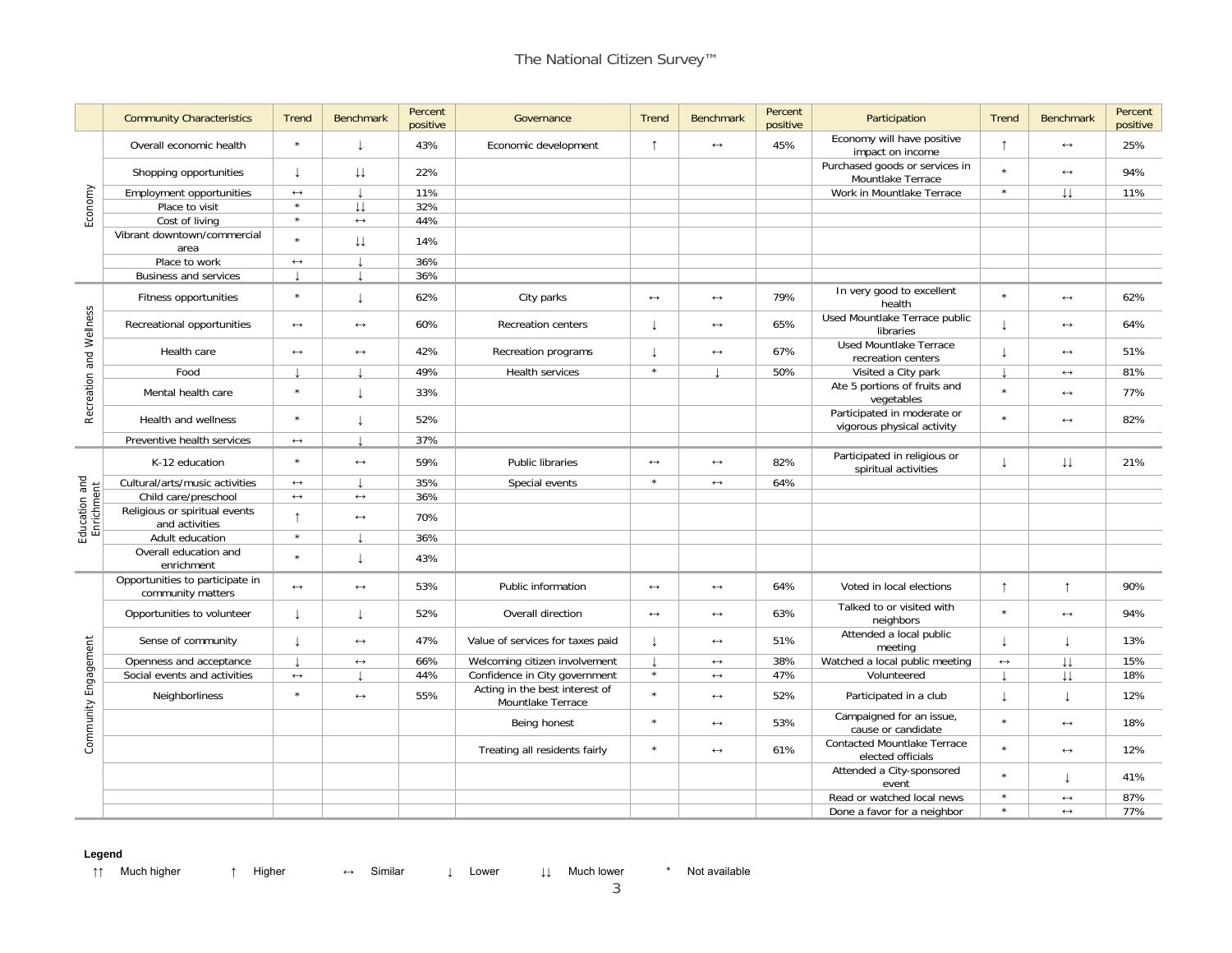| | Community Characteristics | Trend | Benchmark | Percent positive | Governance | Trend | Benchmark | Percent positive | Participation | Trend | Benchmark | Percent positive |
|---|---|---|---|---|---|---|---|---|---|---|---|---|
| Economy | Overall economic health | * | ↓ | 43% | Economic development | ↑ | ↔ | 45% | Economy will have positive impact on income | ↑ | ↔ | 25% |
| | Shopping opportunities | ↓ | ↓↓ | 22% | | | | | Purchased goods or services in Mountlake Terrace | * | ↔ | 94% |
| | Employment opportunities | ↔ | ↓ | 11% | | | | | Work in Mountlake Terrace | * | ↓↓ | 11% |
| | Place to visit | * | ↓↓ | 32% | | | | | | | | |
| | Cost of living | * | ↔ | 44% | | | | | | | | |
| | Vibrant downtown/commercial area | * | ↓↓ | 14% | | | | | | | | |
| | Place to work | ↔ | ↓ | 36% | | | | | | | | |
| | Business and services | ↓ | ↓ | 36% | | | | | | | | |
| Recreation and Wellness | Fitness opportunities | * | ↓ | 62% | City parks | ↔ | ↔ | 79% | In very good to excellent health | * | ↔ | 62% |
| | Recreational opportunities | ↔ | ↔ | 60% | Recreation centers | ↓ | ↔ | 65% | Used Mountlake Terrace public libraries | ↓ | ↔ | 64% |
| | Health care | ↔ | ↔ | 42% | Recreation programs | ↓ | ↔ | 67% | Used Mountlake Terrace recreation centers | ↓ | ↔ | 51% |
| | Food | ↓ | ↓ | 49% | Health services | * | ↓ | 50% | Visited a City park | ↓ | ↔ | 81% |
| | Mental health care | * | ↓ | 33% | | | | | Ate 5 portions of fruits and vegetables | * | ↔ | 77% |
| | Health and wellness | * | ↓ | 52% | | | | | Participated in moderate or vigorous physical activity | * | ↔ | 82% |
| | Preventive health services | ↔ | ↓ | 37% | | | | | | | | |
| Education and Enrichment | K-12 education | * | ↔ | 59% | Public libraries | ↔ | ↔ | 82% | Participated in religious or spiritual activities | ↓ | ↓↓ | 21% |
| | Cultural/arts/music activities | ↔ | ↓ | 35% | Special events | * | ↔ | 64% | | | | |
| | Child care/preschool | ↔ | ↔ | 36% | | | | | | | | |
| | Religious or spiritual events and activities | ↑ | ↔ | 70% | | | | | | | | |
| | Adult education | * | ↓ | 36% | | | | | | | | |
| | Overall education and enrichment | * | ↓ | 43% | | | | | | | | |
| Community Engagement | Opportunities to participate in community matters | ↔ | ↔ | 53% | Public information | ↔ | ↔ | 64% | Voted in local elections | ↑ | ↑ | 90% |
| | Opportunities to volunteer | ↓ | ↓ | 52% | Overall direction | ↔ | ↔ | 63% | Talked to or visited with neighbors | * | ↔ | 94% |
| | Sense of community | ↓ | ↔ | 47% | Value of services for taxes paid | ↓ | ↔ | 51% | Attended a local public meeting | ↓ | ↓ | 13% |
| | Openness and acceptance | ↓ | ↔ | 66% | Welcoming citizen involvement | ↓ | ↔ | 38% | Watched a local public meeting | ↔ | ↓↓ | 15% |
| | Social events and activities | ↔ | ↓ | 44% | Confidence in City government | * | ↔ | 47% | Volunteered | ↓ | ↓↓ | 18% |
| | Neighborliness | * | ↔ | 55% | Acting in the best interest of Mountlake Terrace | * | ↔ | 52% | Participated in a club | ↓ | ↓ | 12% |
| | | | | | Being honest | * | ↔ | 53% | Campaigned for an issue, cause or candidate | * | ↔ | 18% |
| | | | | | Treating all residents fairly | * | ↔ | 61% | Contacted Mountlake Terrace elected officials | * | ↔ | 12% |
| | | | | | | | | | Attended a City-sponsored event | * | ↓ | 41% |
| | | | | | | | | | Read or watched local news | * | ↔ | 87% |
| | | | | | | | | | Done a favor for a neighbor | * | ↔ | 77% |

**Legend**

↑↑ Much higher  ↑ Higher  ↔ Similar  ↓ Lower  ↓↓ Much lower  * Not available